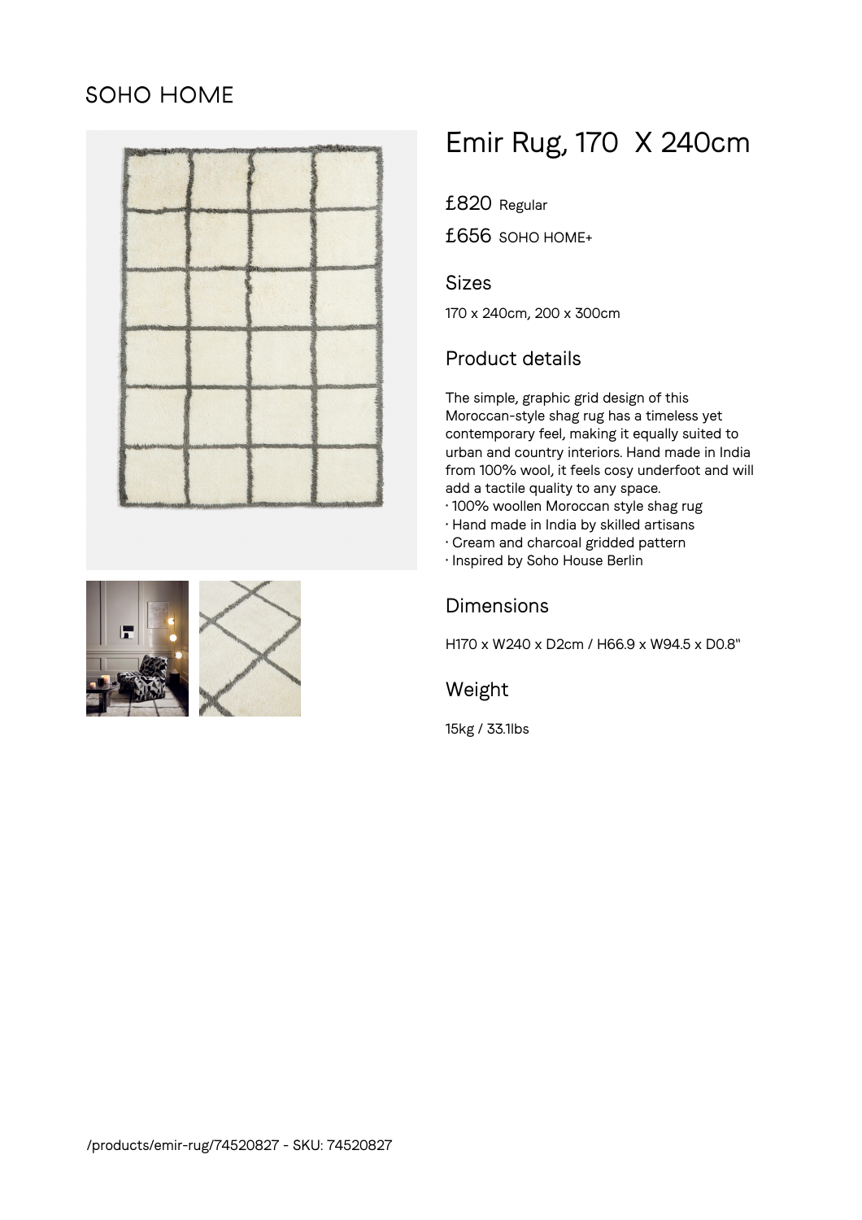SOHO HOME

# Emir Rug, 170 X 240cm

£820 Regular

£656 SOHO HOME+

## Sizes

170 x 240cm, 200 x 300cm

## Product details

The simple, graphic grid design of this Moroccan-style shag rug has a timeless yet contemporary feel, making it equally suited to urban and country interiors. Hand made in India from 100% wool, it feels cosy underfoot and will add a tactile quality to any space.

- 100% woollen Moroccan style shag rug
- Hand made in India by skilled artisans
- Cream and charcoal gridded pattern
- Inspired by Soho House Berlin

## Dimensions

H170 x W240 x D2cm / H66.9 x W94.5 x D0.8"

## Weight

15kg / 33.1lbs

/products/emir-rug/74520827 - SKU: 74520827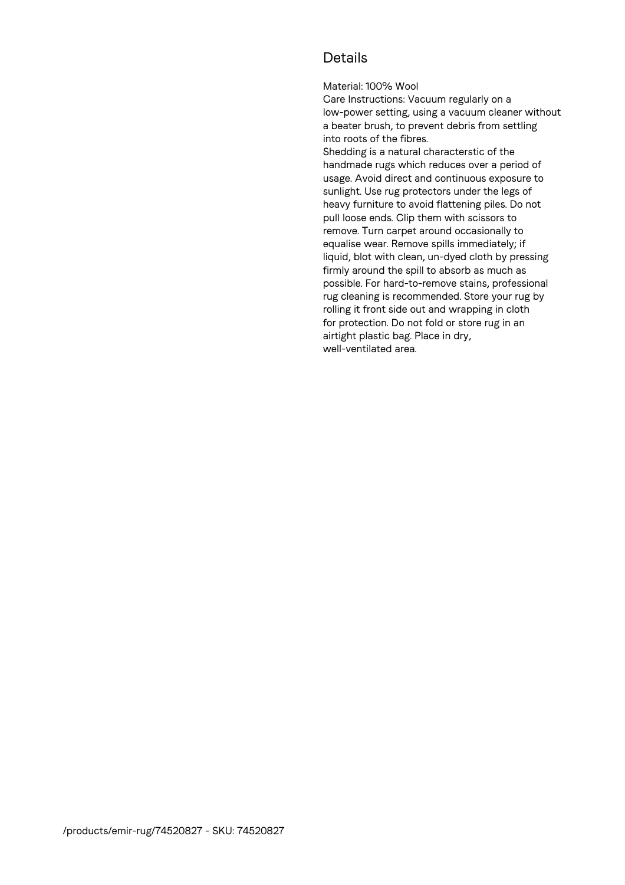## Details

Material: 100% Wool
Care Instructions: Vacuum regularly on a low-power setting, using a vacuum cleaner without a beater brush, to prevent debris from settling into roots of the fibres.
Shedding is a natural characterstic of the handmade rugs which reduces over a period of usage. Avoid direct and continuous exposure to sunlight. Use rug protectors under the legs of heavy furniture to avoid flattening piles. Do not pull loose ends. Clip them with scissors to remove. Turn carpet around occasionally to equalise wear. Remove spills immediately; if liquid, blot with clean, un-dyed cloth by pressing firmly around the spill to absorb as much as possible. For hard-to-remove stains, professional rug cleaning is recommended. Store your rug by rolling it front side out and wrapping in cloth for protection. Do not fold or store rug in an airtight plastic bag. Place in dry, well-ventilated area.

/products/emir-rug/74520827 - SKU: 74520827